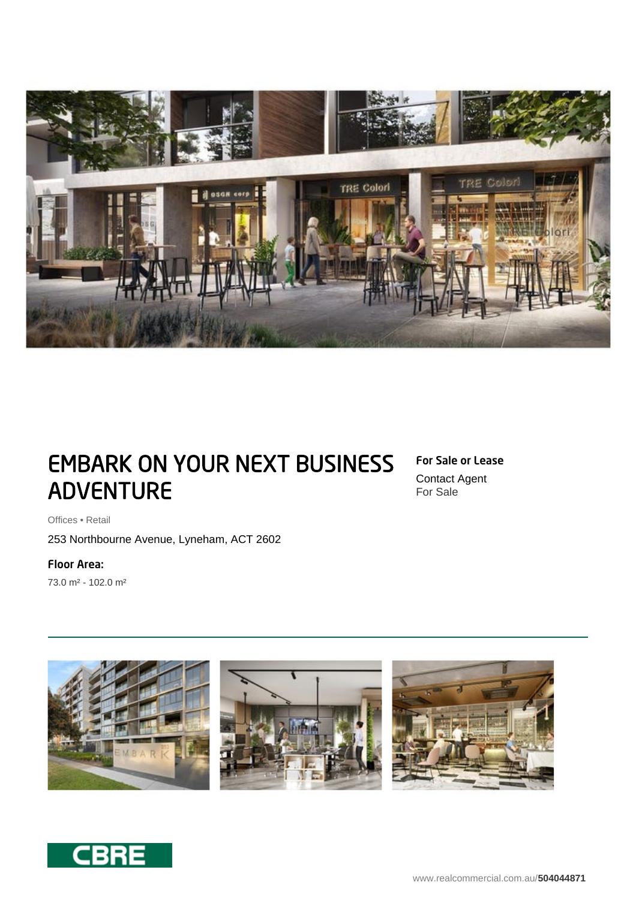# EMBARK ON YOUR NEXT BUSINESS ADVENTURE

Offices • Retail

253 Northbourne Avenue, Lyneham, ACT 2602

**Floor Area:**

73.0 m² - 102.0 m²

**For Sale or Lease**

Contact Agent
For Sale

www.realcommercial.com.au/**504044871**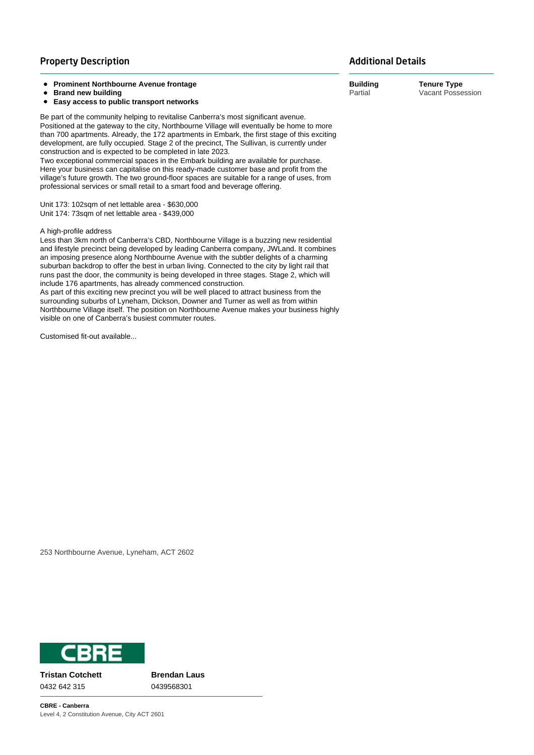## Property Description

- **Prominent Northbourne Avenue frontage**
- **Brand new building**
- **Easy access to public transport networks**

Be part of the community helping to revitalise Canberra's most significant avenue. Positioned at the gateway to the city, Northbourne Village will eventually be home to more than 700 apartments. Already, the 172 apartments in Embark, the first stage of this exciting development, are fully occupied. Stage 2 of the precinct, The Sullivan, is currently under construction and is expected to be completed in late 2023.
Two exceptional commercial spaces in the Embark building are available for purchase. Here your business can capitalise on this ready-made customer base and profit from the village's future growth. The two ground-floor spaces are suitable for a range of uses, from professional services or small retail to a smart food and beverage offering.

Unit 173: 102sqm of net lettable area - $630,000
Unit 174: 73sqm of net lettable area - $439,000

A high-profile address
Less than 3km north of Canberra's CBD, Northbourne Village is a buzzing new residential and lifestyle precinct being developed by leading Canberra company, JWLand. It combines an imposing presence along Northbourne Avenue with the subtler delights of a charming suburban backdrop to offer the best in urban living. Connected to the city by light rail that runs past the door, the community is being developed in three stages. Stage 2, which will include 176 apartments, has already commenced construction.
As part of this exciting new precinct you will be well placed to attract business from the surrounding suburbs of Lyneham, Dickson, Downer and Turner as well as from within Northbourne Village itself. The position on Northbourne Avenue makes your business highly visible on one of Canberra's busiest commuter routes.

Customised fit-out available...

## Additional Details

| Building | Tenure Type |
|---|---|
| Partial | Vacant Possession |

253 Northbourne Avenue, Lyneham, ACT 2602

CBRE

**Tristan Cotchett**
0432 642 315

**Brendan Laus**
0439568301

**CBRE - Canberra**
Level 4, 2 Constitution Avenue, City ACT 2601